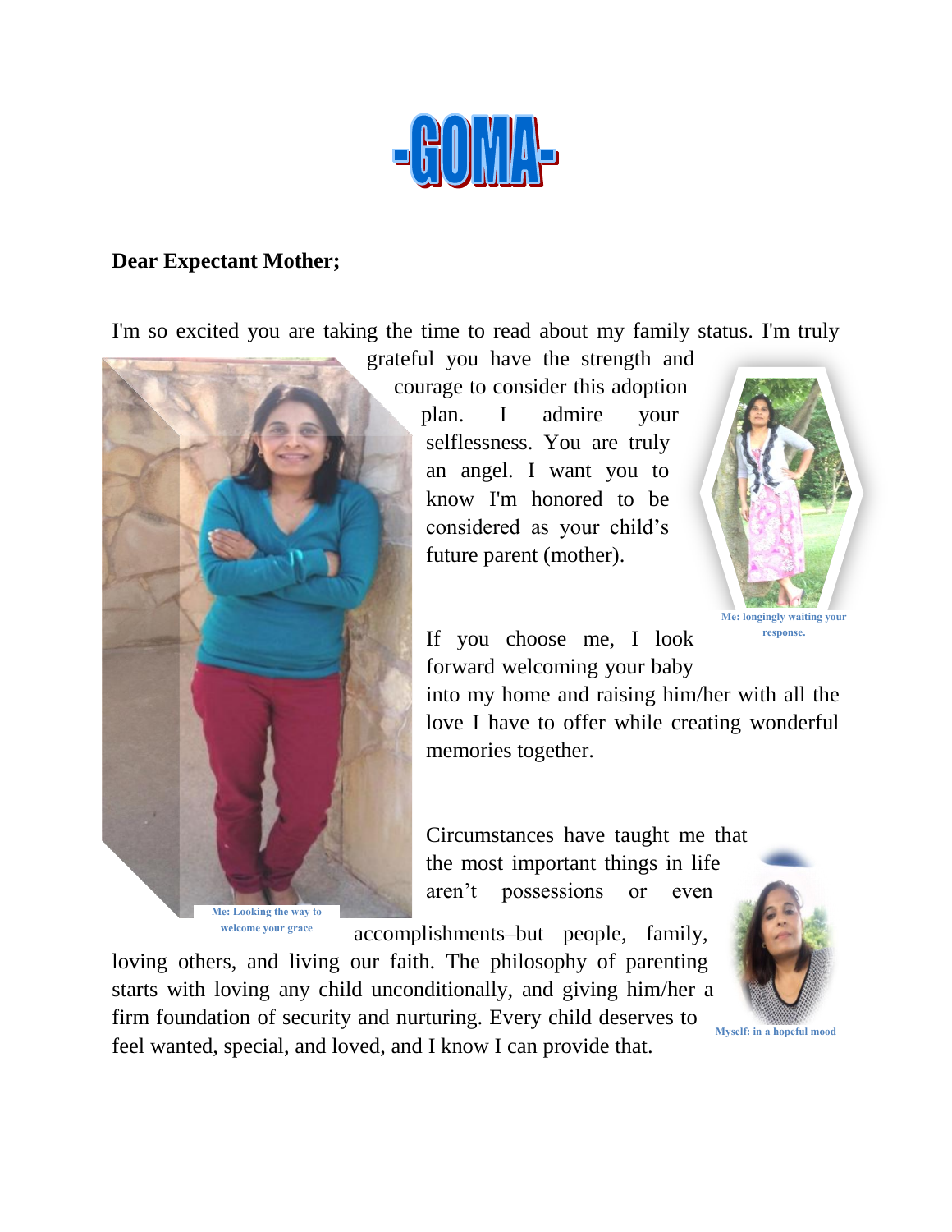# -GOMA-

**Dear Expectant Mother;**

I'm so excited you are taking the time to read about my family status. I'm truly grateful you have the strength and courage to consider this adoption plan. I admire your selflessness. You are truly an angel. I want you to know I'm honored to be considered as your child's future parent (mother).

Me: longingly waiting your response.

If you choose me, I look forward welcoming your baby into my home and raising him/her with all the love I have to offer while creating wonderful memories together.

Circumstances have taught me that the most important things in life aren't possessions or even accomplishments–but people, family, loving others, and living our faith. The philosophy of parenting starts with loving any child unconditionally, and giving him/her a firm foundation of security and nurturing. Every child deserves to feel wanted, special, and loved, and I know I can provide that.

Me: Looking the way to welcome your grace

Myself: in a hopeful mood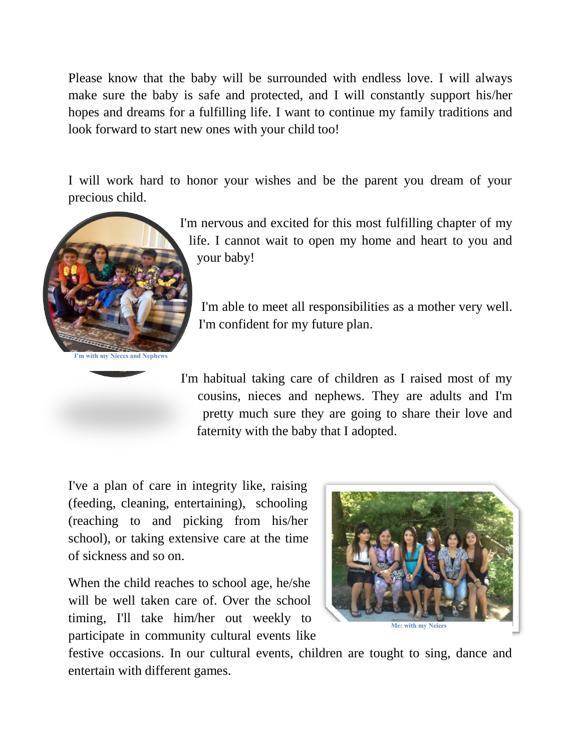Please know that the baby will be surrounded with endless love. I will always make sure the baby is safe and protected, and I will constantly support his/her hopes and dreams for a fulfilling life. I want to continue my family traditions and look forward to start new ones with your child too!

I will work hard to honor your wishes and be the parent you dream of your precious child.

I'm nervous and excited for this most fulfilling chapter of my life. I cannot wait to open my home and heart to you and your baby!

I'm able to meet all responsibilities as a mother very well. I'm confident for my future plan.

I'm with my Nieces and Nephews

I'm habitual taking care of children as I raised most of my cousins, nieces and nephews. They are adults and I'm pretty much sure they are going to share their love and faternity with the baby that I adopted.

I've a plan of care in integrity like, raising (feeding, cleaning, entertaining), schooling (reaching to and picking from his/her school), or taking extensive care at the time of sickness and so on.

When the child reaches to school age, he/she will be well taken care of. Over the school timing, I'll take him/her out weekly to participate in community cultural events like festive occasions. In our cultural events, children are tought to sing, dance and entertain with different games.

Me: with my Neices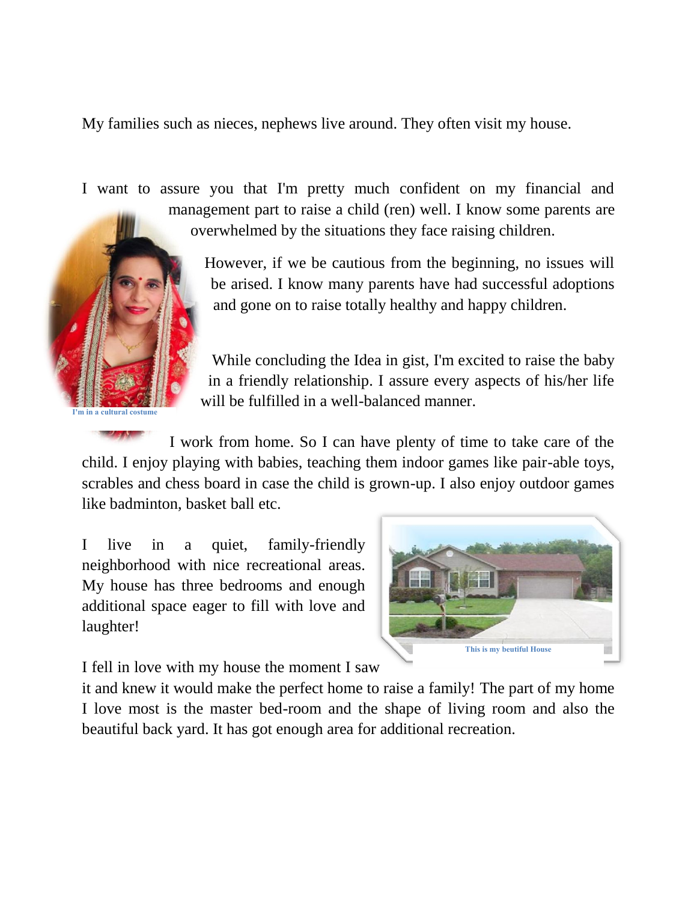My families such as nieces, nephews live around. They often visit my house.

I want to assure you that I'm pretty much confident on my financial and management part to raise a child (ren) well. I know some parents are overwhelmed by the situations they face raising children.

However, if we be cautious from the beginning, no issues will be arised. I know many parents have had successful adoptions and gone on to raise totally healthy and happy children.

While concluding the Idea in gist, I'm excited to raise the baby in a friendly relationship. I assure every aspects of his/her life will be fulfilled in a well-balanced manner.

I'm in a cultural costume

I work from home. So I can have plenty of time to take care of the child. I enjoy playing with babies, teaching them indoor games like pair-able toys, scrables and chess board in case the child is grown-up. I also enjoy outdoor games like badminton, basket ball etc.

I live in a quiet, family-friendly neighborhood with nice recreational areas. My house has three bedrooms and enough additional space eager to fill with love and laughter!

This is my beutiful House

I fell in love with my house the moment I saw it and knew it would make the perfect home to raise a family! The part of my home I love most is the master bed-room and the shape of living room and also the beautiful back yard. It has got enough area for additional recreation.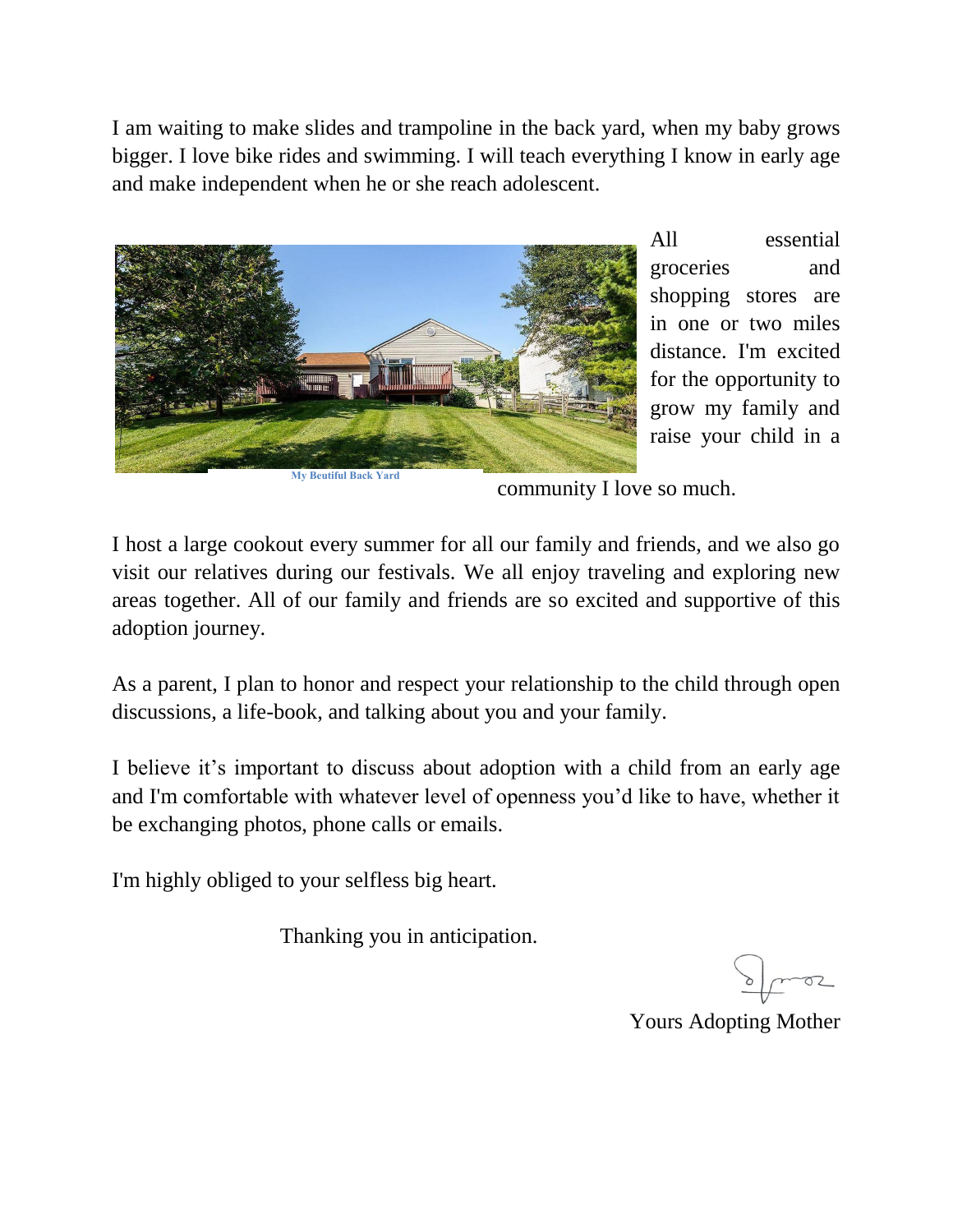I am waiting to make slides and trampoline in the back yard, when my baby grows bigger. I love bike rides and swimming. I will teach everything I know in early age and make independent when he or she reach adolescent.

My Beutiful Back Yard

All essential groceries and shopping stores are in one or two miles distance. I'm excited for the opportunity to grow my family and raise your child in a community I love so much.

I host a large cookout every summer for all our family and friends, and we also go visit our relatives during our festivals. We all enjoy traveling and exploring new areas together. All of our family and friends are so excited and supportive of this adoption journey.

As a parent, I plan to honor and respect your relationship to the child through open discussions, a life-book, and talking about you and your family.

I believe it's important to discuss about adoption with a child from an early age and I'm comfortable with whatever level of openness you'd like to have, whether it be exchanging photos, phone calls or emails.

I'm highly obliged to your selfless big heart.

Thanking you in anticipation.

Yours Adopting Mother